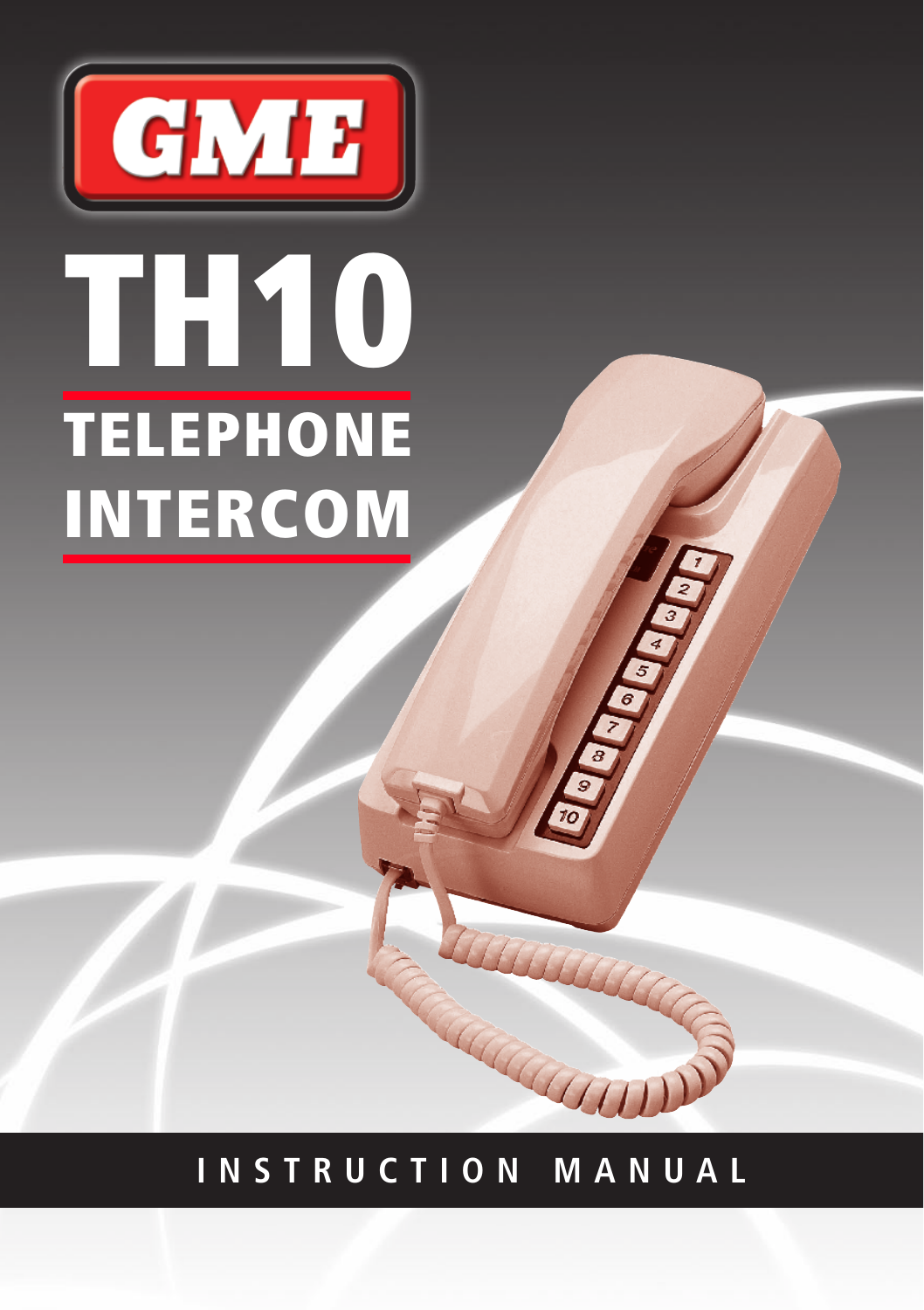GME

# TH10

## TELEPHONE INTERCOM

INSTRUCTION MANUAL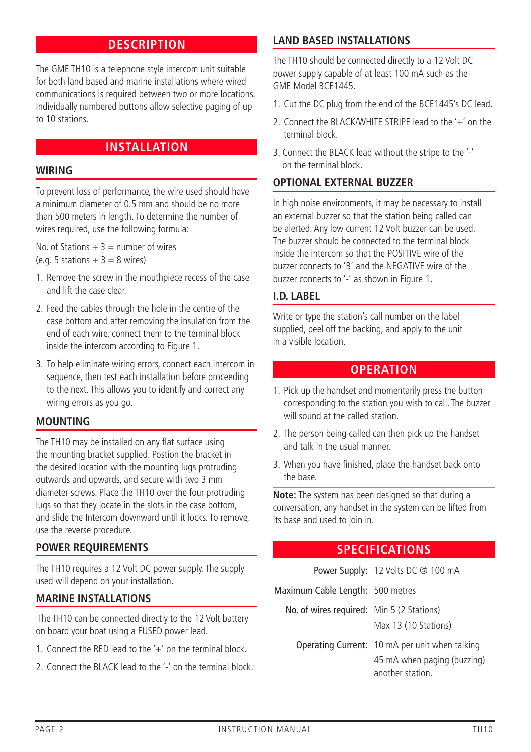## DESCRIPTION

The GME TH10 is a telephone style intercom unit suitable for both land based and marine installations where wired communications is required between two or more locations. Individually numbered buttons allow selective paging of up to 10 stations.

## INSTALLATION

### WIRING

To prevent loss of performance, the wire used should have a minimum diameter of 0.5 mm and should be no more than 500 meters in length. To determine the number of wires required, use the following formula:

No. of Stations + 3 = number of wires
(e.g. 5 stations + 3 = 8 wires)

1. Remove the screw in the mouthpiece recess of the case and lift the case clear.
2. Feed the cables through the hole in the centre of the case bottom and after removing the insulation from the end of each wire, connect them to the terminal block inside the intercom according to Figure 1.
3. To help eliminate wiring errors, connect each intercom in sequence, then test each installation before proceeding to the next. This allows you to identify and correct any wiring errors as you go.

### MOUNTING

The TH10 may be installed on any flat surface using the mounting bracket supplied. Postion the bracket in the desired location with the mounting lugs protruding outwards and upwards, and secure with two 3 mm diameter screws. Place the TH10 over the four protruding lugs so that they locate in the slots in the case bottom, and slide the Intercom downward until it locks. To remove, use the reverse procedure.

### POWER REQUIREMENTS

The TH10 requires a 12 Volt DC power supply. The supply used will depend on your installation.

### MARINE INSTALLATIONS

The TH10 can be connected directly to the 12 Volt battery on board your boat using a FUSED power lead.

1. Connect the RED lead to the '+' on the terminal block.
2. Connect the BLACK lead to the '-' on the terminal block.

### LAND BASED INSTALLATIONS

The TH10 should be connected directly to a 12 Volt DC power supply capable of at least 100 mA such as the GME Model BCE1445.

1. Cut the DC plug from the end of the BCE1445's DC lead.
2. Connect the BLACK/WHITE STRIPE lead to the '+' on the terminal block.
3. Connect the BLACK lead without the stripe to the '-' on the terminal block.

### OPTIONAL EXTERNAL BUZZER

In high noise environments, it may be necessary to install an external buzzer so that the station being called can be alerted. Any low current 12 Volt buzzer can be used. The buzzer should be connected to the terminal block inside the intercom so that the POSITIVE wire of the buzzer connects to 'B' and the NEGATIVE wire of the buzzer connects to '-' as shown in Figure 1.

### I.D. LABEL

Write or type the station's call number on the label supplied, peel off the backing, and apply to the unit in a visible location.

## OPERATION

1. Pick up the handset and momentarily press the button corresponding to the station you wish to call. The buzzer will sound at the called station.
2. The person being called can then pick up the handset and talk in the usual manner.
3. When you have finished, place the handset back onto the base.

**Note:** The system has been designed so that during a conversation, any handset in the system can be lifted from its base and used to join in.

## SPECIFICATIONS

| | |
|---|---|
| Power Supply: | 12 Volts DC @ 100 mA |
| Maximum Cable Length: | 500 metres |
| No. of wires required: | Min 5 (2 Stations)<br>Max 13 (10 Stations) |
| Operating Current: | 10 mA per unit when talking<br>45 mA when paging (buzzing) another station. |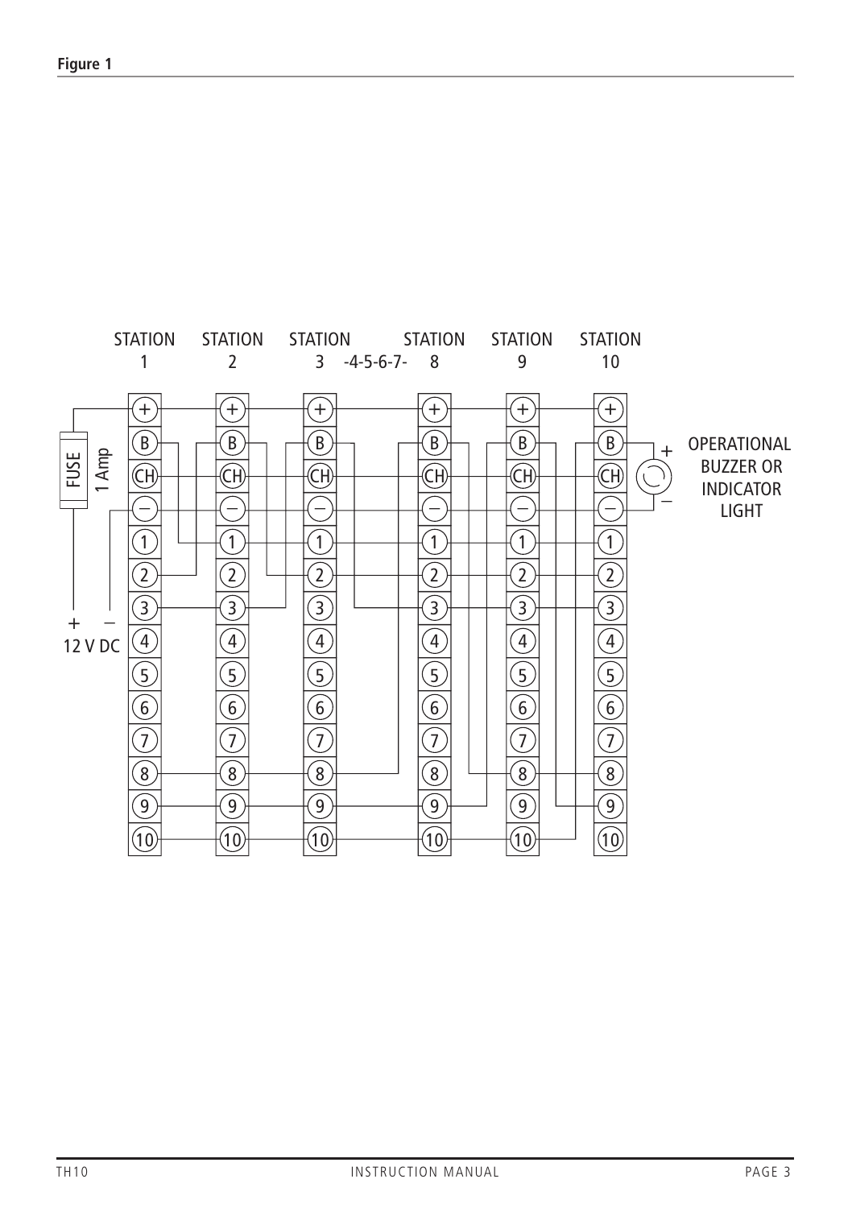**Figure 1**

STATION 1 STATION 2 STATION 3 -4-5-6-7- STATION 8 STATION 9 STATION 10

FUSE 1 Amp

+ − 12 V DC

OPERATIONAL BUZZER OR INDICATOR LIGHT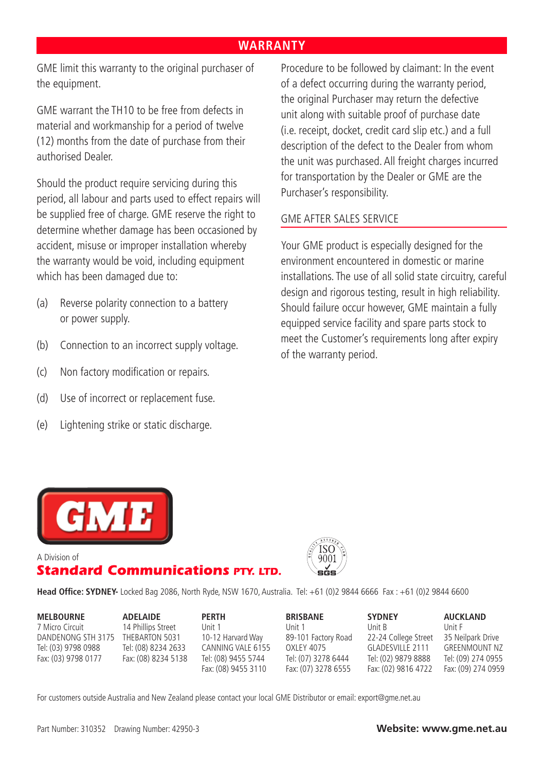## WARRANTY

GME limit this warranty to the original purchaser of the equipment.

GME warrant the TH10 to be free from defects in material and workmanship for a period of twelve (12) months from the date of purchase from their authorised Dealer.

Should the product require servicing during this period, all labour and parts used to effect repairs will be supplied free of charge. GME reserve the right to determine whether damage has been occasioned by accident, misuse or improper installation whereby the warranty would be void, including equipment which has been damaged due to:

(a) Reverse polarity connection to a battery or power supply.

(b) Connection to an incorrect supply voltage.

(c) Non factory modification or repairs.

(d) Use of incorrect or replacement fuse.

(e) Lightening strike or static discharge.

Procedure to be followed by claimant: In the event of a defect occurring during the warranty period, the original Purchaser may return the defective unit along with suitable proof of purchase date (i.e. receipt, docket, credit card slip etc.) and a full description of the defect to the Dealer from whom the unit was purchased. All freight charges incurred for transportation by the Dealer or GME are the Purchaser's responsibility.

### GME AFTER SALES SERVICE

Your GME product is especially designed for the environment encountered in domestic or marine installations. The use of all solid state circuitry, careful design and rigorous testing, result in high reliability. Should failure occur however, GME maintain a fully equipped service facility and spare parts stock to meet the Customer's requirements long after expiry of the warranty period.

GME

A Division of
**Standard Communications PTY. LTD.**

ISO 9001 SGS

**Head Office: SYDNEY-** Locked Bag 2086, North Ryde, NSW 1670, Australia. Tel: +61 (0)2 9844 6666 Fax : +61 (0)2 9844 6600

**MELBOURNE**
7 Micro Circuit
DANDENONG STH 3175
Tel: (03) 9798 0988
Fax: (03) 9798 0177

**ADELAIDE**
14 Phillips Street
THEBARTON 5031
Tel: (08) 8234 2633
Fax: (08) 8234 5138

**PERTH**
Unit 1
10-12 Harvard Way
CANNING VALE 6155
Tel: (08) 9455 5744
Fax: (08) 9455 3110

**BRISBANE**
Unit 1
89-101 Factory Road
OXLEY 4075
Tel: (07) 3278 6444
Fax: (07) 3278 6555

**SYDNEY**
Unit B
22-24 College Street
GLADESVILLE 2111
Tel: (02) 9879 8888
Fax: (02) 9816 4722

**AUCKLAND**
Unit F
35 Neilpark Drive
GREENMOUNT NZ
Tel: (09) 274 0955
Fax: (09) 274 0959

For customers outside Australia and New Zealand please contact your local GME Distributor or email: export@gme.net.au

Part Number: 310352 Drawing Number: 42950-3

**Website: www.gme.net.au**